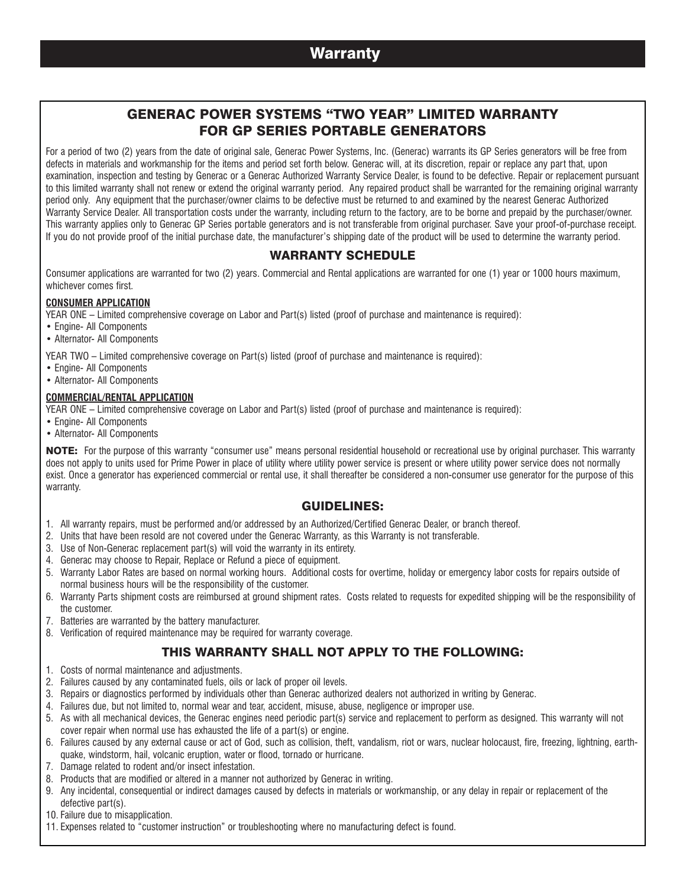# Warranty

## GENERAC POWER SYSTEMS "TWO YEAR" LIMITED WARRANTY FOR GP SERIES PORTABLE GENERATORS

For a period of two (2) years from the date of original sale, Generac Power Systems, Inc. (Generac) warrants its GP Series generators will be free from defects in materials and workmanship for the items and period set forth below. Generac will, at its discretion, repair or replace any part that, upon examination, inspection and testing by Generac or a Generac Authorized Warranty Service Dealer, is found to be defective. Repair or replacement pursuant to this limited warranty shall not renew or extend the original warranty period. Any repaired product shall be warranted for the remaining original warranty period only. Any equipment that the purchaser/owner claims to be defective must be returned to and examined by the nearest Generac Authorized Warranty Service Dealer. All transportation costs under the warranty, including return to the factory, are to be borne and prepaid by the purchaser/owner. This warranty applies only to Generac GP Series portable generators and is not transferable from original purchaser. Save your proof-of-purchase receipt. If you do not provide proof of the initial purchase date, the manufacturer's shipping date of the product will be used to determine the warranty period.

### WARRANTY SCHEDULE

Consumer applications are warranted for two (2) years. Commercial and Rental applications are warranted for one (1) year or 1000 hours maximum, whichever comes first.

**CONSUMER APPLICATION**

YEAR ONE – Limited comprehensive coverage on Labor and Part(s) listed (proof of purchase and maintenance is required):

- Engine- All Components
- Alternator- All Components

YEAR TWO – Limited comprehensive coverage on Part(s) listed (proof of purchase and maintenance is required):

- Engine- All Components
- Alternator- All Components

**COMMERCIAL/RENTAL APPLICATION**

YEAR ONE – Limited comprehensive coverage on Labor and Part(s) listed (proof of purchase and maintenance is required):

- Engine- All Components
- Alternator- All Components

**NOTE:** For the purpose of this warranty "consumer use" means personal residential household or recreational use by original purchaser. This warranty does not apply to units used for Prime Power in place of utility where utility power service is present or where utility power service does not normally exist. Once a generator has experienced commercial or rental use, it shall thereafter be considered a non-consumer use generator for the purpose of this warranty.

### GUIDELINES:

1. All warranty repairs, must be performed and/or addressed by an Authorized/Certified Generac Dealer, or branch thereof.
2. Units that have been resold are not covered under the Generac Warranty, as this Warranty is not transferable.
3. Use of Non-Generac replacement part(s) will void the warranty in its entirety.
4. Generac may choose to Repair, Replace or Refund a piece of equipment.
5. Warranty Labor Rates are based on normal working hours. Additional costs for overtime, holiday or emergency labor costs for repairs outside of normal business hours will be the responsibility of the customer.
6. Warranty Parts shipment costs are reimbursed at ground shipment rates. Costs related to requests for expedited shipping will be the responsibility of the customer.
7. Batteries are warranted by the battery manufacturer.
8. Verification of required maintenance may be required for warranty coverage.

### THIS WARRANTY SHALL NOT APPLY TO THE FOLLOWING:

1. Costs of normal maintenance and adjustments.
2. Failures caused by any contaminated fuels, oils or lack of proper oil levels.
3. Repairs or diagnostics performed by individuals other than Generac authorized dealers not authorized in writing by Generac.
4. Failures due, but not limited to, normal wear and tear, accident, misuse, abuse, negligence or improper use.
5. As with all mechanical devices, the Generac engines need periodic part(s) service and replacement to perform as designed. This warranty will not cover repair when normal use has exhausted the life of a part(s) or engine.
6. Failures caused by any external cause or act of God, such as collision, theft, vandalism, riot or wars, nuclear holocaust, fire, freezing, lightning, earthquake, windstorm, hail, volcanic eruption, water or flood, tornado or hurricane.
7. Damage related to rodent and/or insect infestation.
8. Products that are modified or altered in a manner not authorized by Generac in writing.
9. Any incidental, consequential or indirect damages caused by defects in materials or workmanship, or any delay in repair or replacement of the defective part(s).
10. Failure due to misapplication.
11. Expenses related to "customer instruction" or troubleshooting where no manufacturing defect is found.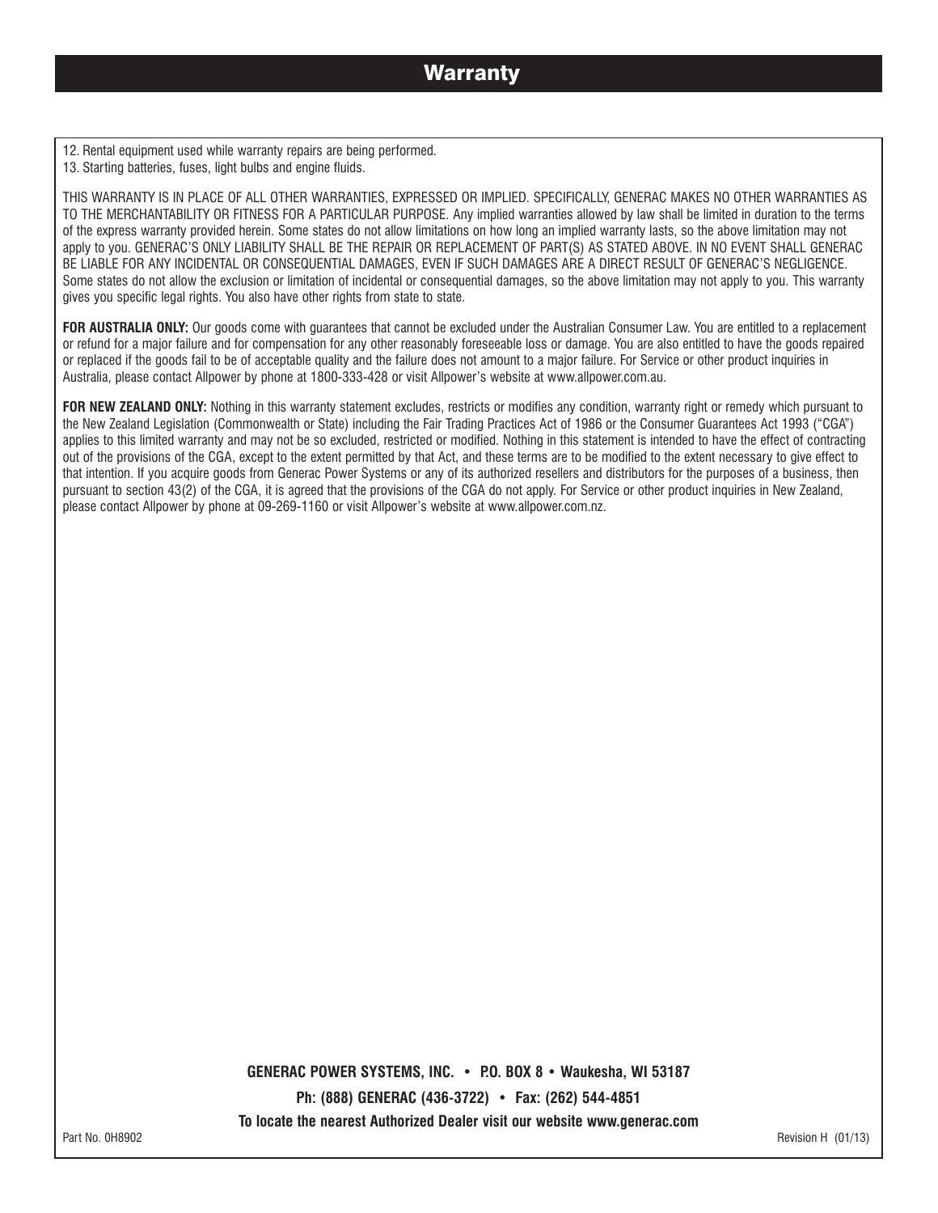## Warranty

12. Rental equipment used while warranty repairs are being performed.
13. Starting batteries, fuses, light bulbs and engine fluids.

THIS WARRANTY IS IN PLACE OF ALL OTHER WARRANTIES, EXPRESSED OR IMPLIED. SPECIFICALLY, GENERAC MAKES NO OTHER WARRANTIES AS TO THE MERCHANTABILITY OR FITNESS FOR A PARTICULAR PURPOSE. Any implied warranties allowed by law shall be limited in duration to the terms of the express warranty provided herein. Some states do not allow limitations on how long an implied warranty lasts, so the above limitation may not apply to you. GENERAC'S ONLY LIABILITY SHALL BE THE REPAIR OR REPLACEMENT OF PART(S) AS STATED ABOVE. IN NO EVENT SHALL GENERAC BE LIABLE FOR ANY INCIDENTAL OR CONSEQUENTIAL DAMAGES, EVEN IF SUCH DAMAGES ARE A DIRECT RESULT OF GENERAC'S NEGLIGENCE. Some states do not allow the exclusion or limitation of incidental or consequential damages, so the above limitation may not apply to you. This warranty gives you specific legal rights. You also have other rights from state to state.

**FOR AUSTRALIA ONLY:** Our goods come with guarantees that cannot be excluded under the Australian Consumer Law. You are entitled to a replacement or refund for a major failure and for compensation for any other reasonably foreseeable loss or damage. You are also entitled to have the goods repaired or replaced if the goods fail to be of acceptable quality and the failure does not amount to a major failure. For Service or other product inquiries in Australia, please contact Allpower by phone at 1800-333-428 or visit Allpower's website at www.allpower.com.au.

**FOR NEW ZEALAND ONLY:** Nothing in this warranty statement excludes, restricts or modifies any condition, warranty right or remedy which pursuant to the New Zealand Legislation (Commonwealth or State) including the Fair Trading Practices Act of 1986 or the Consumer Guarantees Act 1993 ("CGA") applies to this limited warranty and may not be so excluded, restricted or modified. Nothing in this statement is intended to have the effect of contracting out of the provisions of the CGA, except to the extent permitted by that Act, and these terms are to be modified to the extent necessary to give effect to that intention. If you acquire goods from Generac Power Systems or any of its authorized resellers and distributors for the purposes of a business, then pursuant to section 43(2) of the CGA, it is agreed that the provisions of the CGA do not apply. For Service or other product inquiries in New Zealand, please contact Allpower by phone at 09-269-1160 or visit Allpower's website at www.allpower.com.nz.

**GENERAC POWER SYSTEMS, INC. • P.O. BOX 8 • Waukesha, WI 53187**

**Ph: (888) GENERAC (436-3722) • Fax: (262) 544-4851**

**To locate the nearest Authorized Dealer visit our website www.generac.com**

Part No. 0H8902

Revision H (01/13)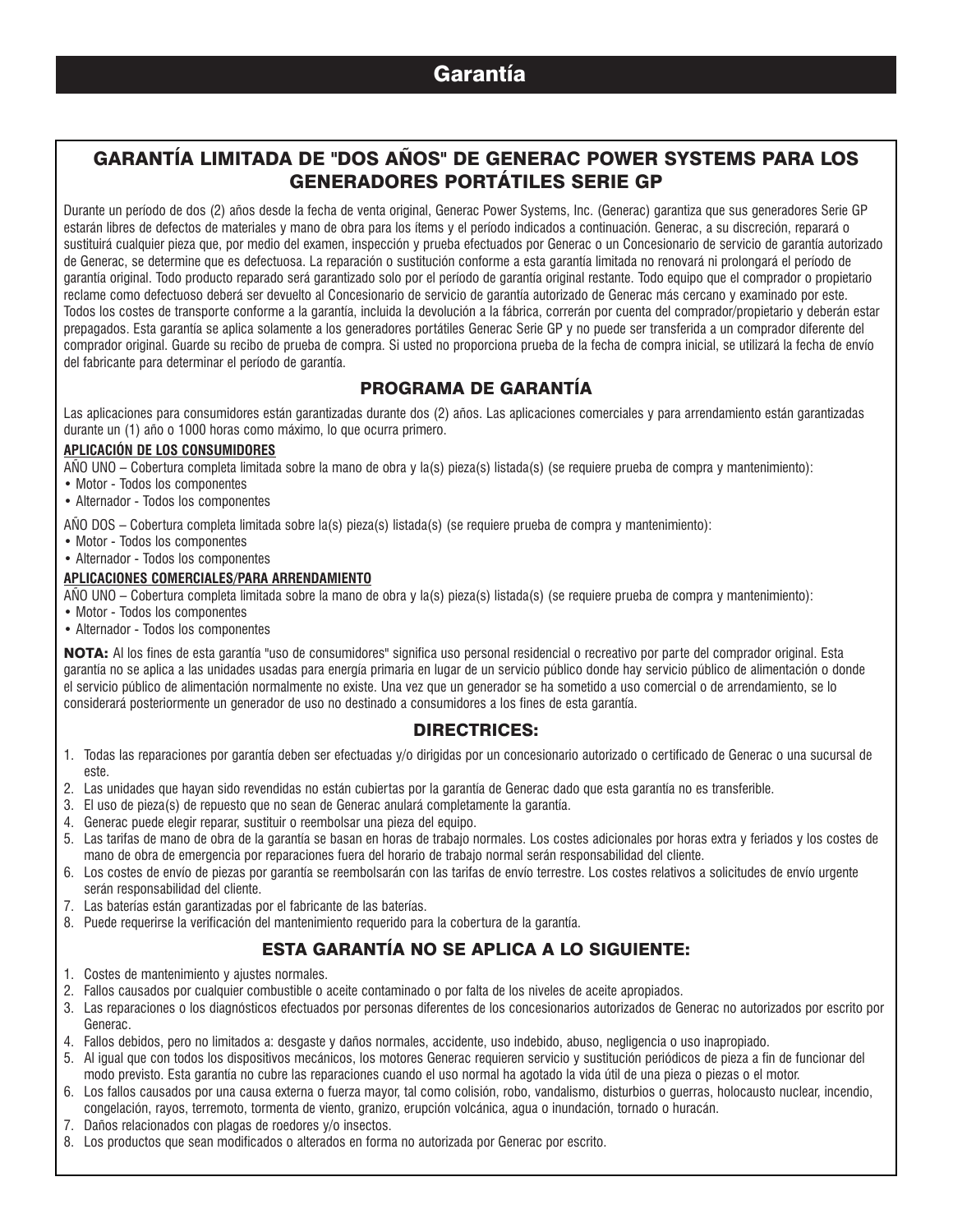# Garantía

## GARANTÍA LIMITADA DE "DOS AÑOS" DE GENERAC POWER SYSTEMS PARA LOS GENERADORES PORTÁTILES SERIE GP

Durante un período de dos (2) años desde la fecha de venta original, Generac Power Systems, Inc. (Generac) garantiza que sus generadores Serie GP estarán libres de defectos de materiales y mano de obra para los ítems y el período indicados a continuación. Generac, a su discreción, reparará o sustituirá cualquier pieza que, por medio del examen, inspección y prueba efectuados por Generac o un Concesionario de servicio de garantía autorizado de Generac, se determine que es defectuosa. La reparación o sustitución conforme a esta garantía limitada no renovará ni prolongará el período de garantía original. Todo producto reparado será garantizado solo por el período de garantía original restante. Todo equipo que el comprador o propietario reclame como defectuoso deberá ser devuelto al Concesionario de servicio de garantía autorizado de Generac más cercano y examinado por este. Todos los costes de transporte conforme a la garantía, incluida la devolución a la fábrica, correrán por cuenta del comprador/propietario y deberán estar prepagados. Esta garantía se aplica solamente a los generadores portátiles Generac Serie GP y no puede ser transferida a un comprador diferente del comprador original. Guarde su recibo de prueba de compra. Si usted no proporciona prueba de la fecha de compra inicial, se utilizará la fecha de envío del fabricante para determinar el período de garantía.

### PROGRAMA DE GARANTÍA

Las aplicaciones para consumidores están garantizadas durante dos (2) años. Las aplicaciones comerciales y para arrendamiento están garantizadas durante un (1) año o 1000 horas como máximo, lo que ocurra primero.

**APLICACIÓN DE LOS CONSUMIDORES**

AÑO UNO – Cobertura completa limitada sobre la mano de obra y la(s) pieza(s) listada(s) (se requiere prueba de compra y mantenimiento):

- Motor - Todos los componentes
- Alternador - Todos los componentes

AÑO DOS – Cobertura completa limitada sobre la(s) pieza(s) listada(s) (se requiere prueba de compra y mantenimiento):

- Motor - Todos los componentes
- Alternador - Todos los componentes

**APLICACIONES COMERCIALES/PARA ARRENDAMIENTO**

AÑO UNO – Cobertura completa limitada sobre la mano de obra y la(s) pieza(s) listada(s) (se requiere prueba de compra y mantenimiento):

- Motor - Todos los componentes
- Alternador - Todos los componentes

**NOTA:** Al los fines de esta garantía "uso de consumidores" significa uso personal residencial o recreativo por parte del comprador original. Esta garantía no se aplica a las unidades usadas para energía primaria en lugar de un servicio público donde hay servicio público de alimentación o donde el servicio público de alimentación normalmente no existe. Una vez que un generador se ha sometido a uso comercial o de arrendamiento, se lo considerará posteriormente un generador de uso no destinado a consumidores a los fines de esta garantía.

### DIRECTRICES:

1. Todas las reparaciones por garantía deben ser efectuadas y/o dirigidas por un concesionario autorizado o certificado de Generac o una sucursal de este.
2. Las unidades que hayan sido revendidas no están cubiertas por la garantía de Generac dado que esta garantía no es transferible.
3. El uso de pieza(s) de repuesto que no sean de Generac anulará completamente la garantía.
4. Generac puede elegir reparar, sustituir o reembolsar una pieza del equipo.
5. Las tarifas de mano de obra de la garantía se basan en horas de trabajo normales. Los costes adicionales por horas extra y feriados y los costes de mano de obra de emergencia por reparaciones fuera del horario de trabajo normal serán responsabilidad del cliente.
6. Los costes de envío de piezas por garantía se reembolsarán con las tarifas de envío terrestre. Los costes relativos a solicitudes de envío urgente serán responsabilidad del cliente.
7. Las baterías están garantizadas por el fabricante de las baterías.
8. Puede requerirse la verificación del mantenimiento requerido para la cobertura de la garantía.

### ESTA GARANTÍA NO SE APLICA A LO SIGUIENTE:

1. Costes de mantenimiento y ajustes normales.
2. Fallos causados por cualquier combustible o aceite contaminado o por falta de los niveles de aceite apropiados.
3. Las reparaciones o los diagnósticos efectuados por personas diferentes de los concesionarios autorizados de Generac no autorizados por escrito por Generac.
4. Fallos debidos, pero no limitados a: desgaste y daños normales, accidente, uso indebido, abuso, negligencia o uso inapropiado.
5. Al igual que con todos los dispositivos mecánicos, los motores Generac requieren servicio y sustitución periódicos de pieza a fin de funcionar del modo previsto. Esta garantía no cubre las reparaciones cuando el uso normal ha agotado la vida útil de una pieza o piezas o el motor.
6. Los fallos causados por una causa externa o fuerza mayor, tal como colisión, robo, vandalismo, disturbios o guerras, holocausto nuclear, incendio, congelación, rayos, terremoto, tormenta de viento, granizo, erupción volcánica, agua o inundación, tornado o huracán.
7. Daños relacionados con plagas de roedores y/o insectos.
8. Los productos que sean modificados o alterados en forma no autorizada por Generac por escrito.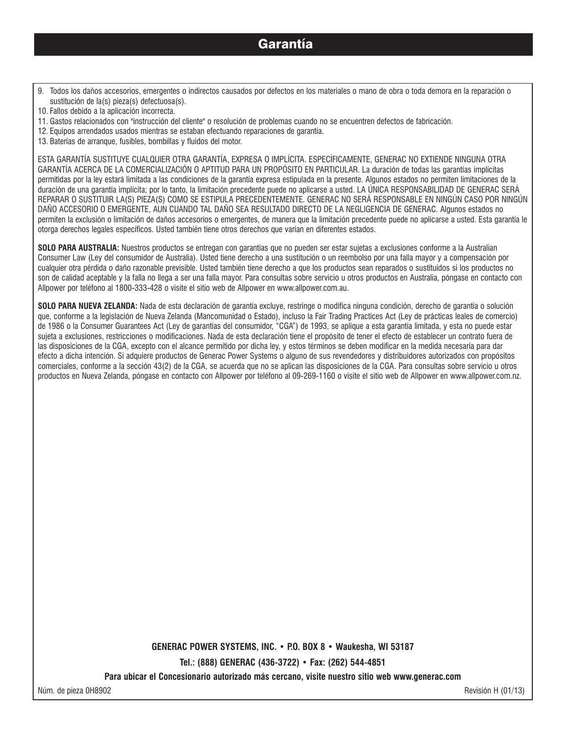# Garantía

9. Todos los daños accesorios, emergentes o indirectos causados por defectos en los materiales o mano de obra o toda demora en la reparación o sustitución de la(s) pieza(s) defectuosa(s).
10. Fallos debido a la aplicación incorrecta.
11. Gastos relacionados con "instrucción del cliente" o resolución de problemas cuando no se encuentren defectos de fabricación.
12. Equipos arrendados usados mientras se estaban efectuando reparaciones de garantía.
13. Baterías de arranque, fusibles, bombillas y fluidos del motor.

ESTA GARANTÍA SUSTITUYE CUALQUIER OTRA GARANTÍA, EXPRESA O IMPLÍCITA. ESPECÍFICAMENTE, GENERAC NO EXTIENDE NINGUNA OTRA GARANTÍA ACERCA DE LA COMERCIALIZACIÓN O APTITUD PARA UN PROPÓSITO EN PARTICULAR. La duración de todas las garantías implícitas permitidas por la ley estará limitada a las condiciones de la garantía expresa estipulada en la presente. Algunos estados no permiten limitaciones de la duración de una garantía implícita; por lo tanto, la limitación precedente puede no aplicarse a usted. LA ÚNICA RESPONSABILIDAD DE GENERAC SERÁ REPARAR O SUSTITUIR LA(S) PIEZA(S) COMO SE ESTIPULA PRECEDENTEMENTE. GENERAC NO SERÁ RESPONSABLE EN NINGÚN CASO POR NINGÚN DAÑO ACCESORIO O EMERGENTE, AUN CUANDO TAL DAÑO SEA RESULTADO DIRECTO DE LA NEGLIGENCIA DE GENERAC. Algunos estados no permiten la exclusión o limitación de daños accesorios o emergentes, de manera que la limitación precedente puede no aplicarse a usted. Esta garantía le otorga derechos legales específicos. Usted también tiene otros derechos que varían en diferentes estados.

**SOLO PARA AUSTRALIA:** Nuestros productos se entregan con garantías que no pueden ser estar sujetas a exclusiones conforme a la Australian Consumer Law (Ley del consumidor de Australia). Usted tiene derecho a una sustitución o un reembolso por una falla mayor y a compensación por cualquier otra pérdida o daño razonable previsible. Usted también tiene derecho a que los productos sean reparados o sustituidos si los productos no son de calidad aceptable y la falla no llega a ser una falla mayor. Para consultas sobre servicio u otros productos en Australia, póngase en contacto con Allpower por teléfono al 1800-333-428 o visite el sitio web de Allpower en www.allpower.com.au.

**SOLO PARA NUEVA ZELANDA:** Nada de esta declaración de garantía excluye, restringe o modifica ninguna condición, derecho de garantía o solución que, conforme a la legislación de Nueva Zelanda (Mancomunidad o Estado), incluso la Fair Trading Practices Act (Ley de prácticas leales de comercio) de 1986 o la Consumer Guarantees Act (Ley de garantías del consumidor, "CGA") de 1993, se aplique a esta garantía limitada, y esta no puede estar sujeta a exclusiones, restricciones o modificaciones. Nada de esta declaración tiene el propósito de tener el efecto de establecer un contrato fuera de las disposiciones de la CGA, excepto con el alcance permitido por dicha ley, y estos términos se deben modificar en la medida necesaria para dar efecto a dicha intención. Si adquiere productos de Generac Power Systems o alguno de sus revendedores y distribuidores autorizados con propósitos comerciales, conforme a la sección 43(2) de la CGA, se acuerda que no se aplican las disposiciones de la CGA. Para consultas sobre servicio u otros productos en Nueva Zelanda, póngase en contacto con Allpower por teléfono al 09-269-1160 o visite el sitio web de Allpower en www.allpower.com.nz.

**GENERAC POWER SYSTEMS, INC. • P.O. BOX 8 • Waukesha, WI 53187**

**Tel.: (888) GENERAC (436-3722) • Fax: (262) 544-4851**

**Para ubicar el Concesionario autorizado más cercano, visite nuestro sitio web www.generac.com**

Núm. de pieza 0H8902 Revisión H (01/13)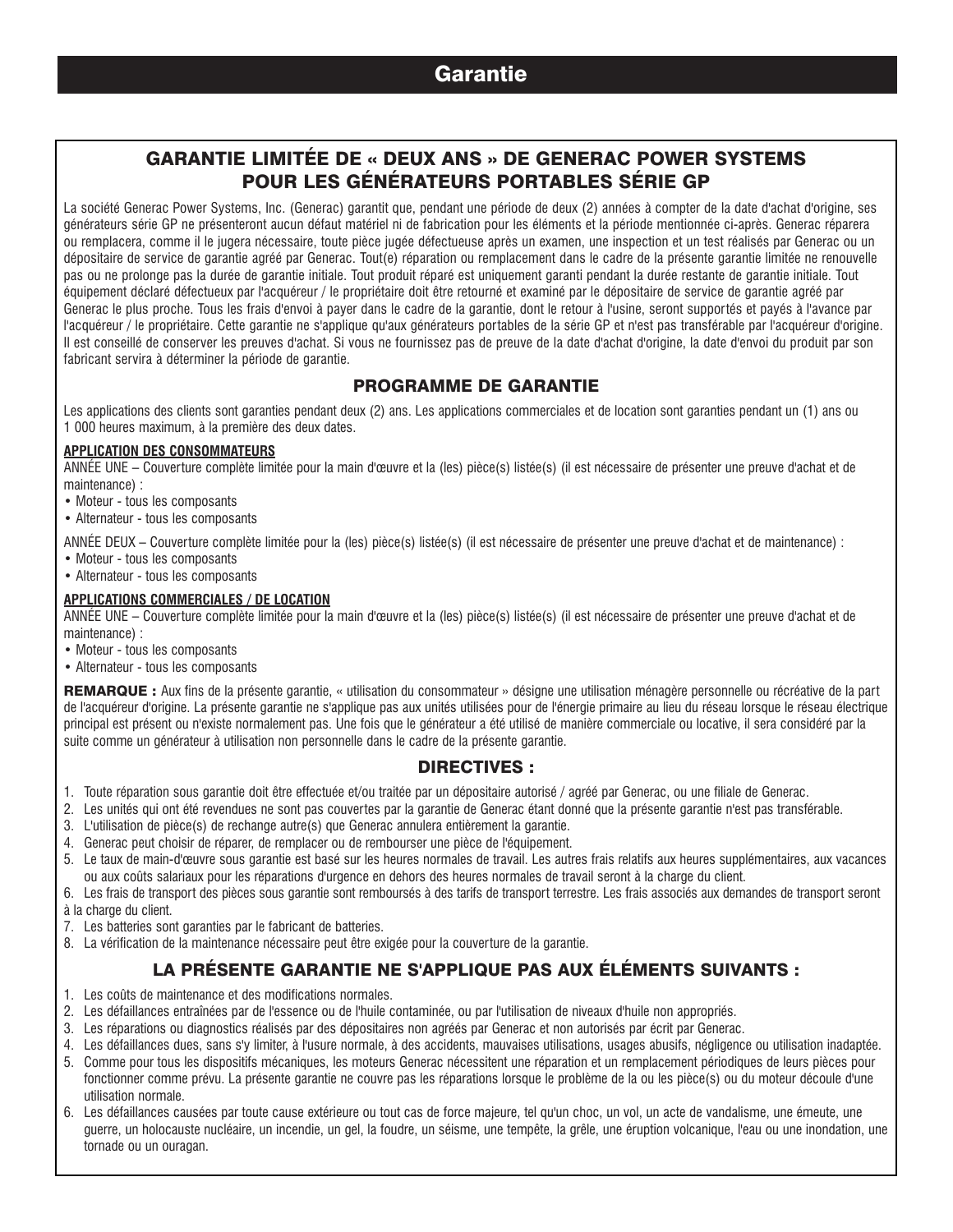# Garantie

## GARANTIE LIMITÉE DE « DEUX ANS » DE GENERAC POWER SYSTEMS POUR LES GÉNÉRATEURS PORTABLES SÉRIE GP

La société Generac Power Systems, Inc. (Generac) garantit que, pendant une période de deux (2) années à compter de la date d'achat d'origine, ses générateurs série GP ne présenteront aucun défaut matériel ni de fabrication pour les éléments et la période mentionnée ci-après. Generac réparera ou remplacera, comme il le jugera nécessaire, toute pièce jugée défectueuse après un examen, une inspection et un test réalisés par Generac ou un dépositaire de service de garantie agréé par Generac. Tout(e) réparation ou remplacement dans le cadre de la présente garantie limitée ne renouvelle pas ou ne prolonge pas la durée de garantie initiale. Tout produit réparé est uniquement garanti pendant la durée restante de garantie initiale. Tout équipement déclaré défectueux par l'acquéreur / le propriétaire doit être retourné et examiné par le dépositaire de service de garantie agréé par Generac le plus proche. Tous les frais d'envoi à payer dans le cadre de la garantie, dont le retour à l'usine, seront supportés et payés à l'avance par l'acquéreur / le propriétaire. Cette garantie ne s'applique qu'aux générateurs portables de la série GP et n'est pas transférable par l'acquéreur d'origine. Il est conseillé de conserver les preuves d'achat. Si vous ne fournissez pas de preuve de la date d'achat d'origine, la date d'envoi du produit par son fabricant servira à déterminer la période de garantie.

### PROGRAMME DE GARANTIE

Les applications des clients sont garanties pendant deux (2) ans. Les applications commerciales et de location sont garanties pendant un (1) ans ou 1 000 heures maximum, à la première des deux dates.

**APPLICATION DES CONSOMMATEURS**

ANNÉE UNE – Couverture complète limitée pour la main d'œuvre et la (les) pièce(s) listée(s) (il est nécessaire de présenter une preuve d'achat et de maintenance) :

- Moteur - tous les composants
- Alternateur - tous les composants

ANNÉE DEUX – Couverture complète limitée pour la (les) pièce(s) listée(s) (il est nécessaire de présenter une preuve d'achat et de maintenance) :

- Moteur - tous les composants
- Alternateur - tous les composants

**APPLICATIONS COMMERCIALES / DE LOCATION**

ANNÉE UNE – Couverture complète limitée pour la main d'œuvre et la (les) pièce(s) listée(s) (il est nécessaire de présenter une preuve d'achat et de maintenance) :

- Moteur - tous les composants
- Alternateur - tous les composants

**REMARQUE :** Aux fins de la présente garantie, « utilisation du consommateur » désigne une utilisation ménagère personnelle ou récréative de la part de l'acquéreur d'origine. La présente garantie ne s'applique pas aux unités utilisées pour de l'énergie primaire au lieu du réseau lorsque le réseau électrique principal est présent ou n'existe normalement pas. Une fois que le générateur a été utilisé de manière commerciale ou locative, il sera considéré par la suite comme un générateur à utilisation non personnelle dans le cadre de la présente garantie.

### DIRECTIVES :

1. Toute réparation sous garantie doit être effectuée et/ou traitée par un dépositaire autorisé / agréé par Generac, ou une filiale de Generac.
2. Les unités qui ont été revendues ne sont pas couvertes par la garantie de Generac étant donné que la présente garantie n'est pas transférable.
3. L'utilisation de pièce(s) de rechange autre(s) que Generac annulera entièrement la garantie.
4. Generac peut choisir de réparer, de remplacer ou de rembourser une pièce de l'équipement.
5. Le taux de main-d'œuvre sous garantie est basé sur les heures normales de travail. Les autres frais relatifs aux heures supplémentaires, aux vacances ou aux coûts salariaux pour les réparations d'urgence en dehors des heures normales de travail seront à la charge du client.
6. Les frais de transport des pièces sous garantie sont remboursés à des tarifs de transport terrestre. Les frais associés aux demandes de transport seront à la charge du client.
7. Les batteries sont garanties par le fabricant de batteries.
8. La vérification de la maintenance nécessaire peut être exigée pour la couverture de la garantie.

### LA PRÉSENTE GARANTIE NE S'APPLIQUE PAS AUX ÉLÉMENTS SUIVANTS :

1. Les coûts de maintenance et des modifications normales.
2. Les défaillances entraînées par de l'essence ou de l'huile contaminée, ou par l'utilisation de niveaux d'huile non appropriés.
3. Les réparations ou diagnostics réalisés par des dépositaires non agréés par Generac et non autorisés par écrit par Generac.
4. Les défaillances dues, sans s'y limiter, à l'usure normale, à des accidents, mauvaises utilisations, usages abusifs, négligence ou utilisation inadaptée.
5. Comme pour tous les dispositifs mécaniques, les moteurs Generac nécessitent une réparation et un remplacement périodiques de leurs pièces pour fonctionner comme prévu. La présente garantie ne couvre pas les réparations lorsque le problème de la ou les pièce(s) ou du moteur découle d'une utilisation normale.
6. Les défaillances causées par toute cause extérieure ou tout cas de force majeure, tel qu'un choc, un vol, un acte de vandalisme, une émeute, une guerre, un holocauste nucléaire, un incendie, un gel, la foudre, un séisme, une tempête, la grêle, une éruption volcanique, l'eau ou une inondation, une tornade ou un ouragan.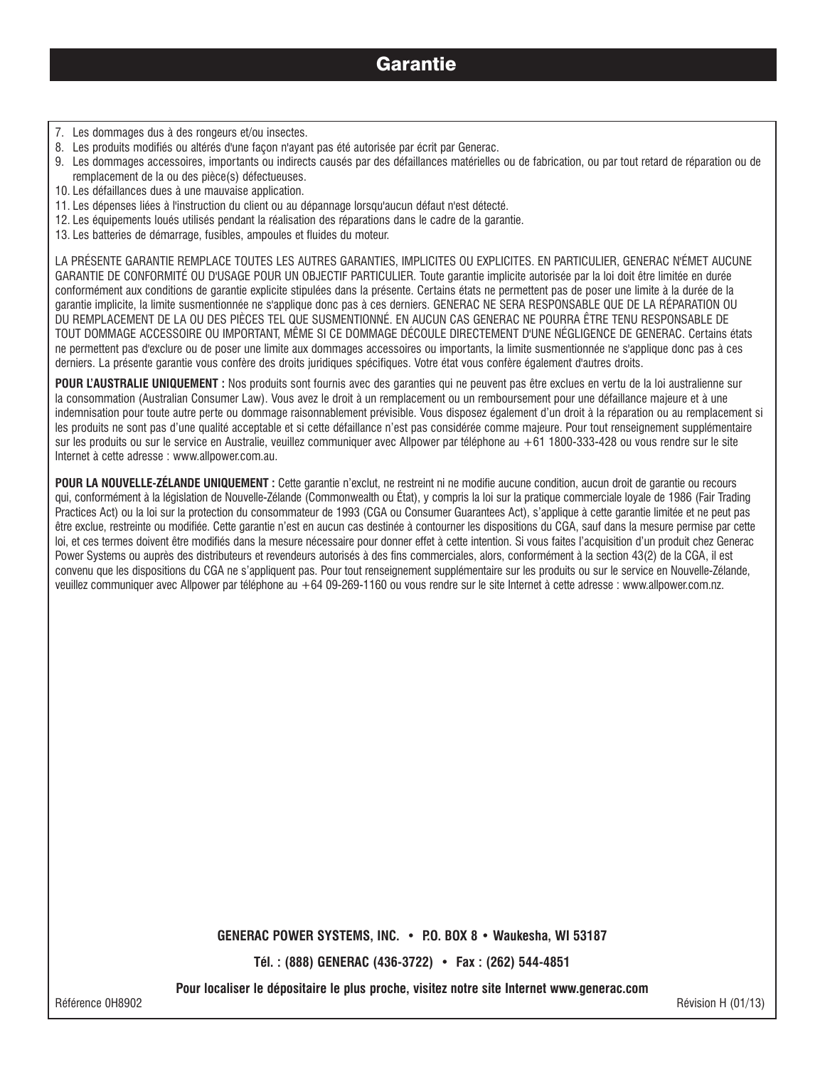## Garantie

7. Les dommages dus à des rongeurs et/ou insectes.
8. Les produits modifiés ou altérés d'une façon n'ayant pas été autorisée par écrit par Generac.
9. Les dommages accessoires, importants ou indirects causés par des défaillances matérielles ou de fabrication, ou par tout retard de réparation ou de remplacement de la ou des pièce(s) défectueuses.
10. Les défaillances dues à une mauvaise application.
11. Les dépenses liées à l'instruction du client ou au dépannage lorsqu'aucun défaut n'est détecté.
12. Les équipements loués utilisés pendant la réalisation des réparations dans le cadre de la garantie.
13. Les batteries de démarrage, fusibles, ampoules et fluides du moteur.

LA PRÉSENTE GARANTIE REMPLACE TOUTES LES AUTRES GARANTIES, IMPLICITES OU EXPLICITES. EN PARTICULIER, GENERAC N'ÉMET AUCUNE GARANTIE DE CONFORMITÉ OU D'USAGE POUR UN OBJECTIF PARTICULIER. Toute garantie implicite autorisée par la loi doit être limitée en durée conformément aux conditions de garantie explicite stipulées dans la présente. Certains états ne permettent pas de poser une limite à la durée de la garantie implicite, la limite susmentionnée ne s'applique donc pas à ces derniers. GENERAC NE SERA RESPONSABLE QUE DE LA RÉPARATION OU DU REMPLACEMENT DE LA OU DES PIÈCES TEL QUE SUSMENTIONNÉ. EN AUCUN CAS GENERAC NE POURRA ÊTRE TENU RESPONSABLE DE TOUT DOMMAGE ACCESSOIRE OU IMPORTANT, MÊME SI CE DOMMAGE DÉCOULE DIRECTEMENT D'UNE NÉGLIGENCE DE GENERAC. Certains états ne permettent pas d'exclure ou de poser une limite aux dommages accessoires ou importants, la limite susmentionnée ne s'applique donc pas à ces derniers. La présente garantie vous confère des droits juridiques spécifiques. Votre état vous confère également d'autres droits.

**POUR L'AUSTRALIE UNIQUEMENT :** Nos produits sont fournis avec des garanties qui ne peuvent pas être exclues en vertu de la loi australienne sur la consommation (Australian Consumer Law). Vous avez le droit à un remplacement ou un remboursement pour une défaillance majeure et à une indemnisation pour toute autre perte ou dommage raisonnablement prévisible. Vous disposez également d'un droit à la réparation ou au remplacement si les produits ne sont pas d'une qualité acceptable et si cette défaillance n'est pas considérée comme majeure. Pour tout renseignement supplémentaire sur les produits ou sur le service en Australie, veuillez communiquer avec Allpower par téléphone au +61 1800-333-428 ou vous rendre sur le site Internet à cette adresse : www.allpower.com.au.

**POUR LA NOUVELLE-ZÉLANDE UNIQUEMENT :** Cette garantie n'exclut, ne restreint ni ne modifie aucune condition, aucun droit de garantie ou recours qui, conformément à la législation de Nouvelle-Zélande (Commonwealth ou État), y compris la loi sur la pratique commerciale loyale de 1986 (Fair Trading Practices Act) ou la loi sur la protection du consommateur de 1993 (CGA ou Consumer Guarantees Act), s'applique à cette garantie limitée et ne peut pas être exclue, restreinte ou modifiée. Cette garantie n'est en aucun cas destinée à contourner les dispositions du CGA, sauf dans la mesure permise par cette loi, et ces termes doivent être modifiés dans la mesure nécessaire pour donner effet à cette intention. Si vous faites l'acquisition d'un produit chez Generac Power Systems ou auprès des distributeurs et revendeurs autorisés à des fins commerciales, alors, conformément à la section 43(2) de la CGA, il est convenu que les dispositions du CGA ne s'appliquent pas. Pour tout renseignement supplémentaire sur les produits ou sur le service en Nouvelle-Zélande, veuillez communiquer avec Allpower par téléphone au +64 09-269-1160 ou vous rendre sur le site Internet à cette adresse : www.allpower.com.nz.

**GENERAC POWER SYSTEMS, INC. • P.O. BOX 8 • Waukesha, WI 53187**

**Tél. : (888) GENERAC (436-3722) • Fax : (262) 544-4851**

**Pour localiser le dépositaire le plus proche, visitez notre site Internet www.generac.com**

Référence 0H8902

Révision H (01/13)